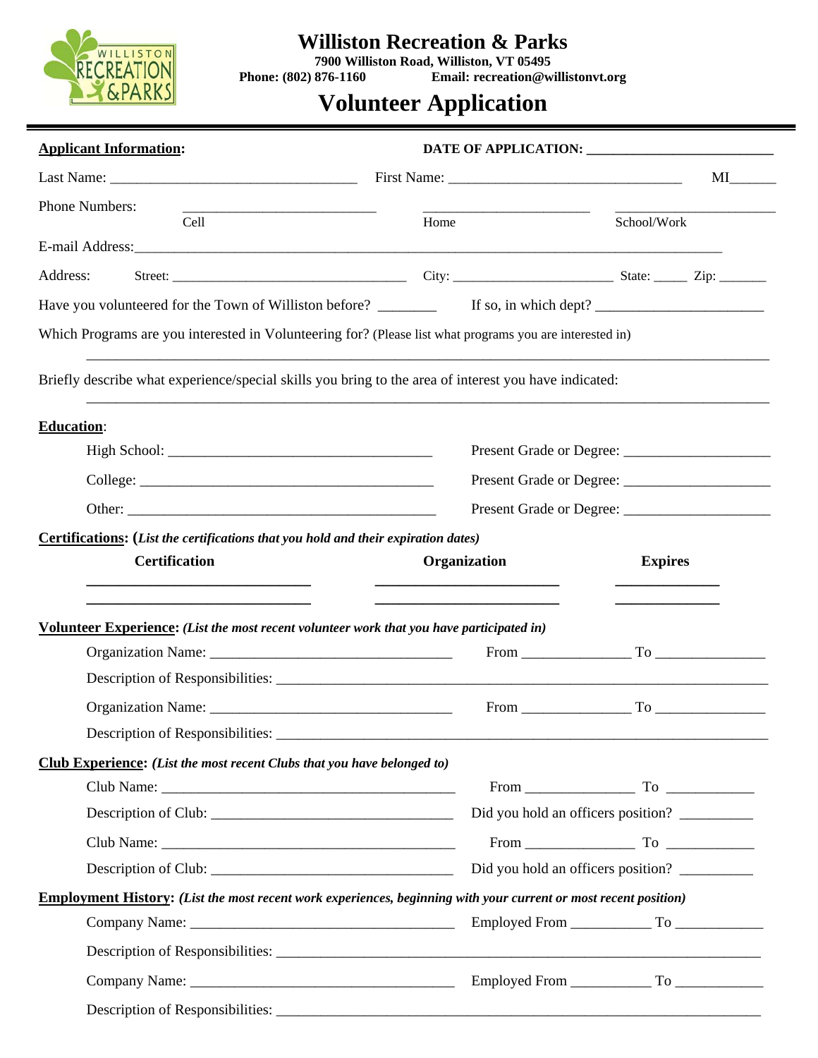# Williston Recreation & Parks

**7900 Williston Road, Williston, VT 05495**
**Phone: (802) 876-1160 Email: recreation@willistonvt.org**

# Volunteer Application

**Applicant Information:** **DATE OF APPLICATION:** ___________________________

Last Name: ___________________________________ First Name: __________________________________ MI______

Phone Numbers: ____________________________ ________________________ _______________________

Cell Home School/Work

E-mail Address:_______________________________________________________________________________

Address: Street: __________________________________ City: _______________________ State: _____ Zip: _______

Have you volunteered for the Town of Williston before? ________ If so, in which dept? _______________________

Which Programs are you interested in Volunteering for? (Please list what programs you are interested in)

_______________________________________________________________________________________________

Briefly describe what experience/special skills you bring to the area of interest you have indicated:

_______________________________________________________________________________________________

**Education**:

High School: ______________________________________ Present Grade or Degree: ____________________

College: __________________________________________ Present Grade or Degree: ____________________

Other: ____________________________________________ Present Grade or Degree: ____________________

**Certifications: (*List the certifications that you hold and their expiration dates*)**

| Certification | Organization | Expires |
|---|---|---|
| ______________________________ | ________________________ | _____________ |
| ______________________________ | ________________________ | _____________ |

**Volunteer Experience: *(List the most recent volunteer work that you have participated in)***

Organization Name: __________________________________ From _______________ To _______________

Description of Responsibilities: ___________________________________________________________________

Organization Name: __________________________________ From _______________ To _______________

Description of Responsibilities: ___________________________________________________________________

**Club Experience: *(List the most recent Clubs that you have belonged to)***

Club Name: __________________________________________ From _______________ To ____________

Description of Club: __________________________________ Did you hold an officers position? __________

Club Name: __________________________________________ From _______________ To ____________

Description of Club: __________________________________ Did you hold an officers position? __________

**Employment History: *(List the most recent work experiences, beginning with your current or most recent position)***

Company Name: ______________________________________ Employed From ___________ To ____________

Description of Responsibilities: __________________________________________________________________

Company Name: ______________________________________ Employed From ___________ To ____________

Description of Responsibilities: __________________________________________________________________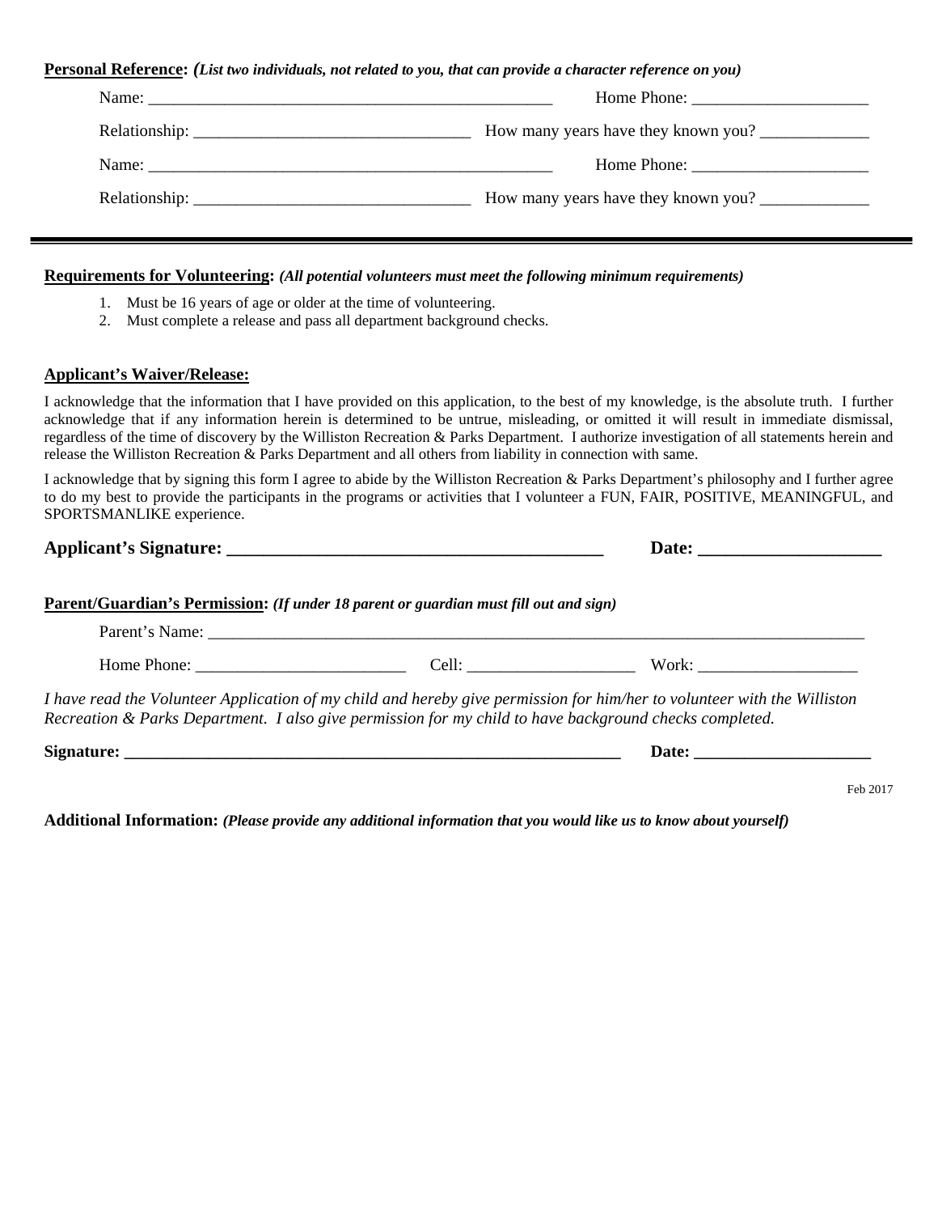**Personal Reference:** ***(List two individuals, not related to you, that can provide a character reference on you)***

Name: __________________________________________________ Home Phone: _____________________

Relationship: _________________________________ How many years have they known you? _____________

Name: __________________________________________________ Home Phone: _____________________

Relationship: _________________________________ How many years have they known you? _____________

---

**Requirements for Volunteering:** ***(All potential volunteers must meet the following minimum requirements)***

1. Must be 16 years of age or older at the time of volunteering.
2. Must complete a release and pass all department background checks.

**Applicant's Waiver/Release:**

I acknowledge that the information that I have provided on this application, to the best of my knowledge, is the absolute truth. I further acknowledge that if any information herein is determined to be untrue, misleading, or omitted it will result in immediate dismissal, regardless of the time of discovery by the Williston Recreation & Parks Department. I authorize investigation of all statements herein and release the Williston Recreation & Parks Department and all others from liability in connection with same.

I acknowledge that by signing this form I agree to abide by the Williston Recreation & Parks Department's philosophy and I further agree to do my best to provide the participants in the programs or activities that I volunteer a FUN, FAIR, POSITIVE, MEANINGFUL, and SPORTSMANLIKE experience.

**Applicant's Signature: ___________________________________________ Date: ____________________**

**Parent/Guardian's Permission:** ***(If under 18 parent or guardian must fill out and sign)***

Parent's Name: ________________________________________________________________________________

Home Phone: _________________________ Cell: ____________________ Work: ___________________

*I have read the Volunteer Application of my child and hereby give permission for him/her to volunteer with the Williston Recreation & Parks Department. I also give permission for my child to have background checks completed.*

**Signature: ____________________________________________________________ Date: _____________________**

Feb 2017

**Additional Information:** ***(Please provide any additional information that you would like us to know about yourself)***